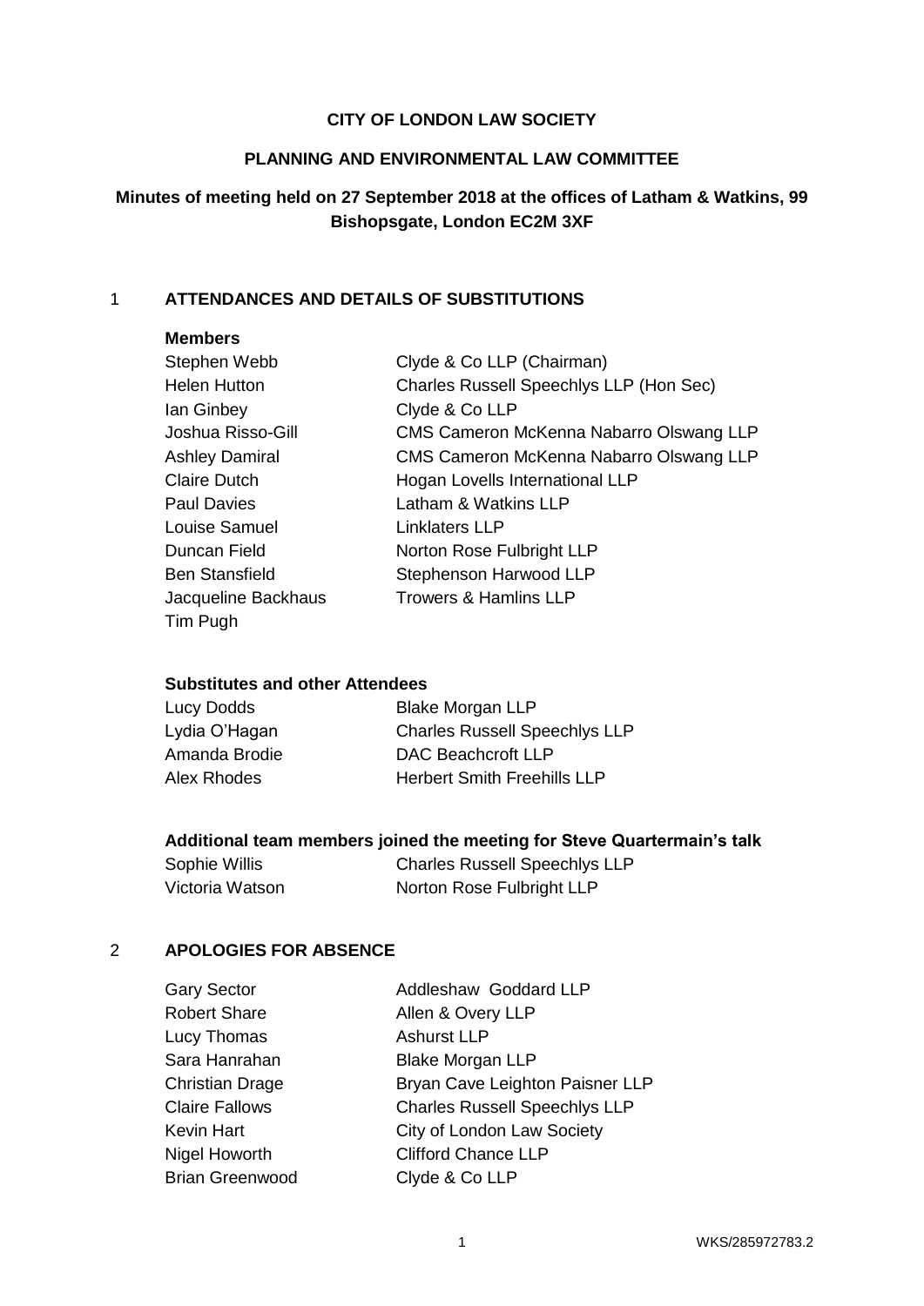**CITY OF LONDON LAW SOCIETY**

**PLANNING AND ENVIRONMENTAL LAW COMMITTEE**

**Minutes of meeting held on 27 September 2018 at the offices of Latham & Watkins, 99 Bishopsgate, London EC2M 3XF**

## 1 ATTENDANCES AND DETAILS OF SUBSTITUTIONS

**Members**

| | |
|---|---|
| Stephen Webb | Clyde & Co LLP (Chairman) |
| Helen Hutton | Charles Russell Speechlys LLP (Hon Sec) |
| Ian Ginbey | Clyde & Co LLP |
| Joshua Risso-Gill | CMS Cameron McKenna Nabarro Olswang LLP |
| Ashley Damiral | CMS Cameron McKenna Nabarro Olswang LLP |
| Claire Dutch | Hogan Lovells International LLP |
| Paul Davies | Latham & Watkins LLP |
| Louise Samuel | Linklaters LLP |
| Duncan Field | Norton Rose Fulbright LLP |
| Ben Stansfield | Stephenson Harwood LLP |
| Jacqueline Backhaus | Trowers & Hamlins LLP |
| Tim Pugh | |

**Substitutes and other Attendees**

| | |
|---|---|
| Lucy Dodds | Blake Morgan LLP |
| Lydia O'Hagan | Charles Russell Speechlys LLP |
| Amanda Brodie | DAC Beachcroft LLP |
| Alex Rhodes | Herbert Smith Freehills LLP |

**Additional team members joined the meeting for Steve Quartermain's talk**

| | |
|---|---|
| Sophie Willis | Charles Russell Speechlys LLP |
| Victoria Watson | Norton Rose Fulbright LLP |

## 2 APOLOGIES FOR ABSENCE

| | |
|---|---|
| Gary Sector | Addleshaw Goddard LLP |
| Robert Share | Allen & Overy LLP |
| Lucy Thomas | Ashurst LLP |
| Sara Hanrahan | Blake Morgan LLP |
| Christian Drage | Bryan Cave Leighton Paisner LLP |
| Claire Fallows | Charles Russell Speechlys LLP |
| Kevin Hart | City of London Law Society |
| Nigel Howorth | Clifford Chance LLP |
| Brian Greenwood | Clyde & Co LLP |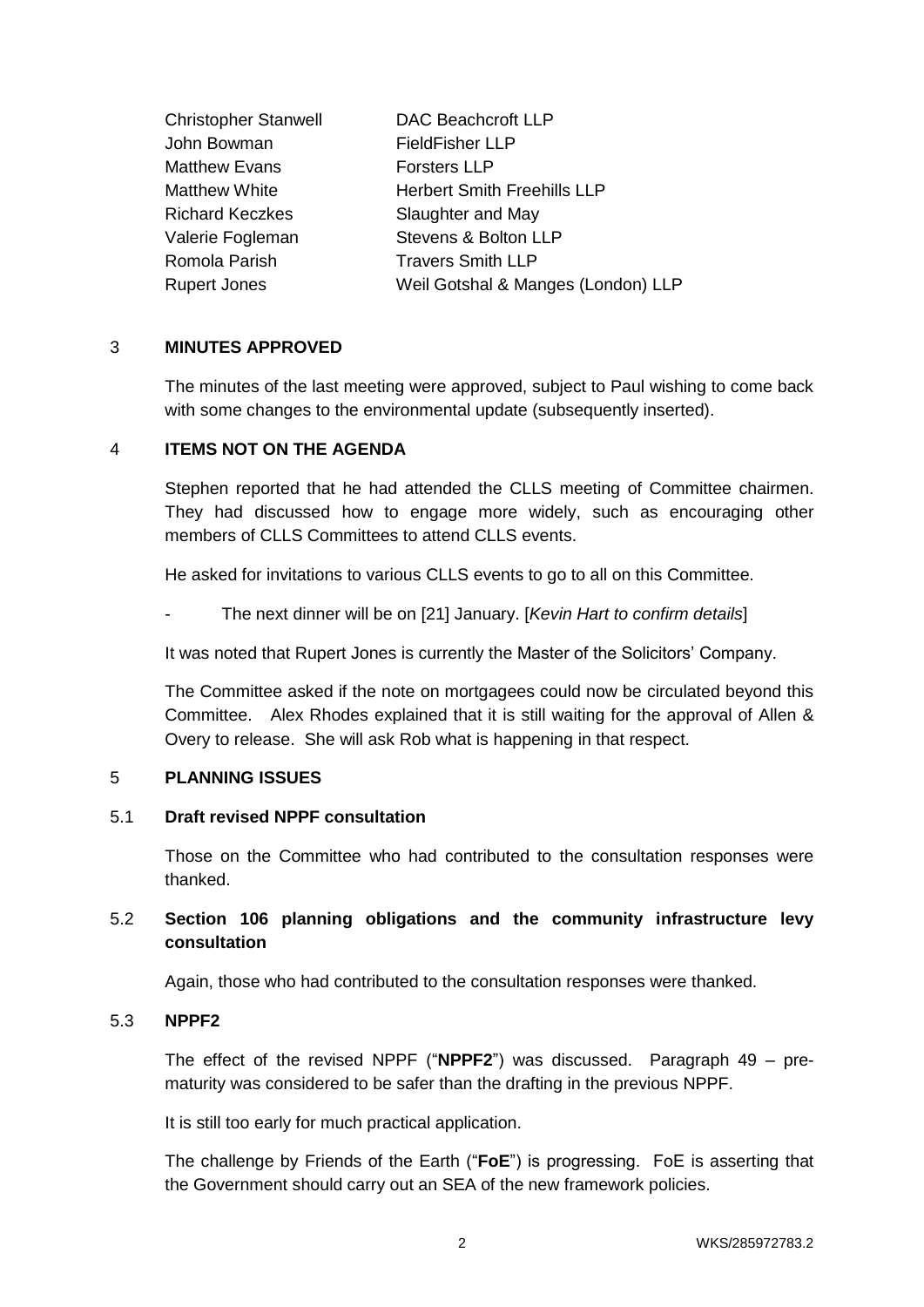| | |
|---|---|
| Christopher Stanwell | DAC Beachcroft LLP |
| John Bowman | FieldFisher LLP |
| Matthew Evans | Forsters LLP |
| Matthew White | Herbert Smith Freehills LLP |
| Richard Keczkes | Slaughter and May |
| Valerie Fogleman | Stevens & Bolton LLP |
| Romola Parish | Travers Smith LLP |
| Rupert Jones | Weil Gotshal & Manges (London) LLP |

## 3 MINUTES APPROVED

The minutes of the last meeting were approved, subject to Paul wishing to come back with some changes to the environmental update (subsequently inserted).

## 4 ITEMS NOT ON THE AGENDA

Stephen reported that he had attended the CLLS meeting of Committee chairmen. They had discussed how to engage more widely, such as encouraging other members of CLLS Committees to attend CLLS events.

He asked for invitations to various CLLS events to go to all on this Committee.

- The next dinner will be on [21] January. [*Kevin Hart to confirm details*]

It was noted that Rupert Jones is currently the Master of the Solicitors' Company.

The Committee asked if the note on mortgagees could now be circulated beyond this Committee. Alex Rhodes explained that it is still waiting for the approval of Allen & Overy to release. She will ask Rob what is happening in that respect.

## 5 PLANNING ISSUES

### 5.1 Draft revised NPPF consultation

Those on the Committee who had contributed to the consultation responses were thanked.

### 5.2 Section 106 planning obligations and the community infrastructure levy consultation

Again, those who had contributed to the consultation responses were thanked.

### 5.3 NPPF2

The effect of the revised NPPF ("**NPPF2**") was discussed. Paragraph 49 – pre-maturity was considered to be safer than the drafting in the previous NPPF.

It is still too early for much practical application.

The challenge by Friends of the Earth ("**FoE**") is progressing. FoE is asserting that the Government should carry out an SEA of the new framework policies.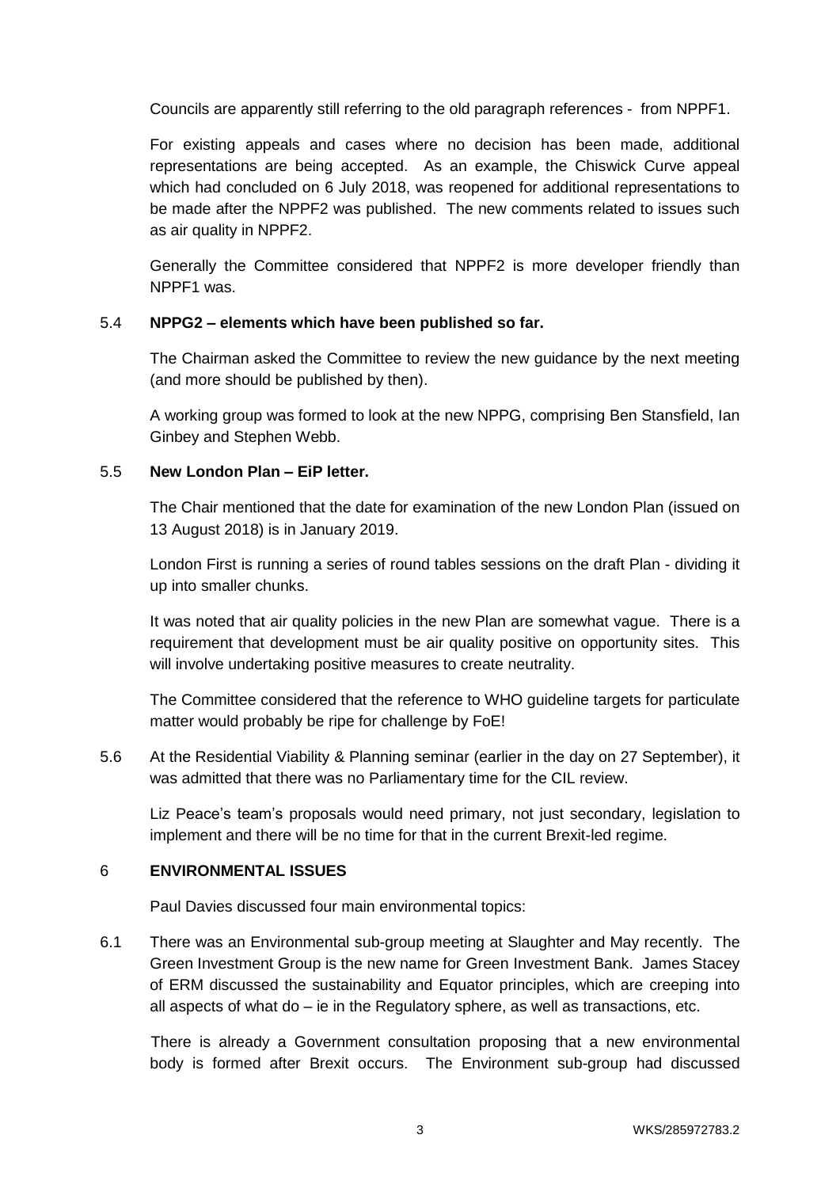Councils are apparently still referring to the old paragraph references - from NPPF1.

For existing appeals and cases where no decision has been made, additional representations are being accepted. As an example, the Chiswick Curve appeal which had concluded on 6 July 2018, was reopened for additional representations to be made after the NPPF2 was published. The new comments related to issues such as air quality in NPPF2.

Generally the Committee considered that NPPF2 is more developer friendly than NPPF1 was.

5.4 **NPPG2 – elements which have been published so far.**

The Chairman asked the Committee to review the new guidance by the next meeting (and more should be published by then).

A working group was formed to look at the new NPPG, comprising Ben Stansfield, Ian Ginbey and Stephen Webb.

5.5 **New London Plan – EiP letter.**

The Chair mentioned that the date for examination of the new London Plan (issued on 13 August 2018) is in January 2019.

London First is running a series of round tables sessions on the draft Plan - dividing it up into smaller chunks.

It was noted that air quality policies in the new Plan are somewhat vague. There is a requirement that development must be air quality positive on opportunity sites. This will involve undertaking positive measures to create neutrality.

The Committee considered that the reference to WHO guideline targets for particulate matter would probably be ripe for challenge by FoE!

5.6 At the Residential Viability & Planning seminar (earlier in the day on 27 September), it was admitted that there was no Parliamentary time for the CIL review.

Liz Peace's team's proposals would need primary, not just secondary, legislation to implement and there will be no time for that in the current Brexit-led regime.

6 **ENVIRONMENTAL ISSUES**

Paul Davies discussed four main environmental topics:

6.1 There was an Environmental sub-group meeting at Slaughter and May recently. The Green Investment Group is the new name for Green Investment Bank. James Stacey of ERM discussed the sustainability and Equator principles, which are creeping into all aspects of what do – ie in the Regulatory sphere, as well as transactions, etc.

There is already a Government consultation proposing that a new environmental body is formed after Brexit occurs. The Environment sub-group had discussed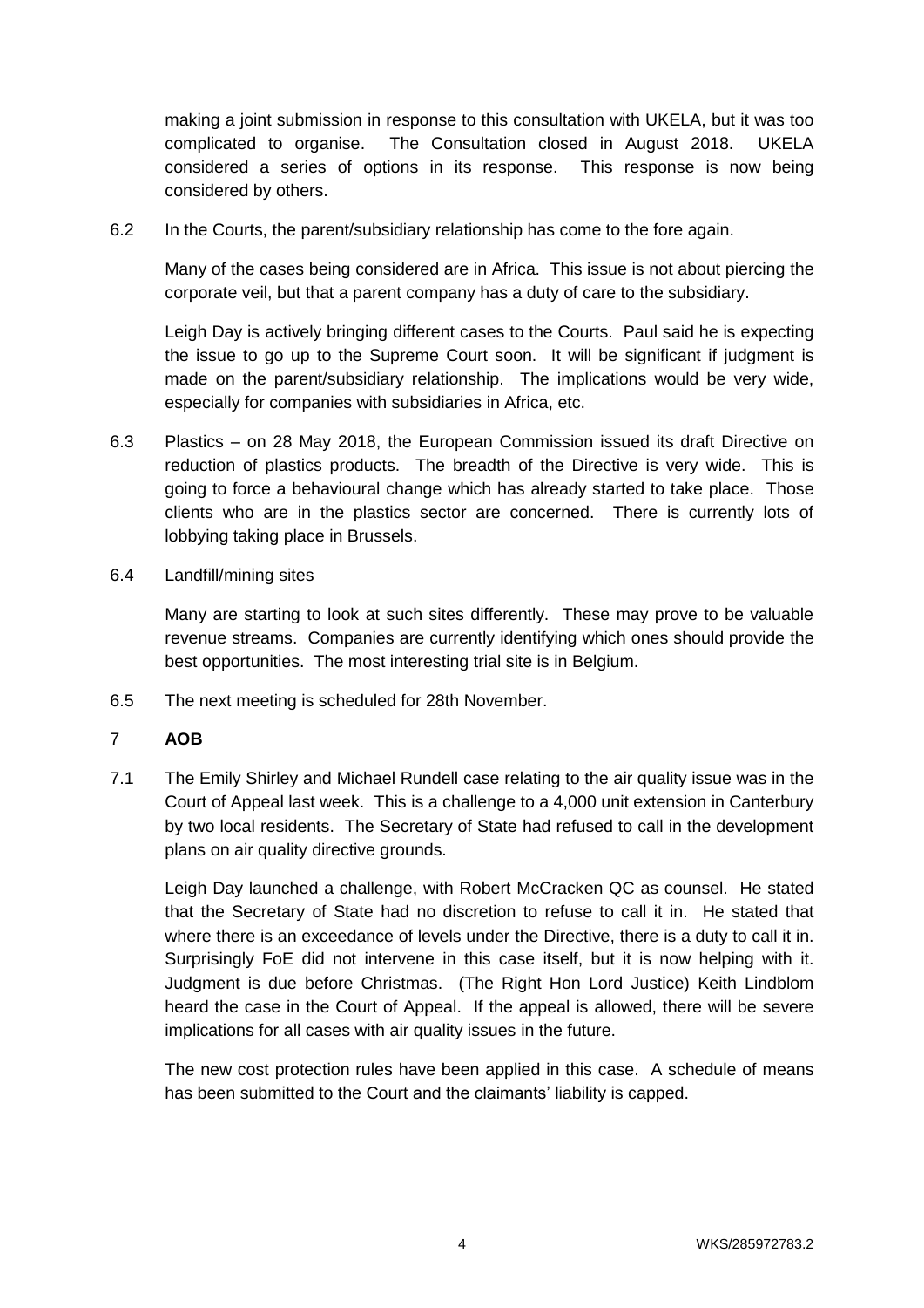making a joint submission in response to this consultation with UKELA, but it was too complicated to organise. The Consultation closed in August 2018. UKELA considered a series of options in its response. This response is now being considered by others.

6.2 In the Courts, the parent/subsidiary relationship has come to the fore again.

Many of the cases being considered are in Africa. This issue is not about piercing the corporate veil, but that a parent company has a duty of care to the subsidiary.

Leigh Day is actively bringing different cases to the Courts. Paul said he is expecting the issue to go up to the Supreme Court soon. It will be significant if judgment is made on the parent/subsidiary relationship. The implications would be very wide, especially for companies with subsidiaries in Africa, etc.

6.3 Plastics – on 28 May 2018, the European Commission issued its draft Directive on reduction of plastics products. The breadth of the Directive is very wide. This is going to force a behavioural change which has already started to take place. Those clients who are in the plastics sector are concerned. There is currently lots of lobbying taking place in Brussels.

6.4 Landfill/mining sites

Many are starting to look at such sites differently. These may prove to be valuable revenue streams. Companies are currently identifying which ones should provide the best opportunities. The most interesting trial site is in Belgium.

6.5 The next meeting is scheduled for 28th November.

## 7 AOB

7.1 The Emily Shirley and Michael Rundell case relating to the air quality issue was in the Court of Appeal last week. This is a challenge to a 4,000 unit extension in Canterbury by two local residents. The Secretary of State had refused to call in the development plans on air quality directive grounds.

Leigh Day launched a challenge, with Robert McCracken QC as counsel. He stated that the Secretary of State had no discretion to refuse to call it in. He stated that where there is an exceedance of levels under the Directive, there is a duty to call it in. Surprisingly FoE did not intervene in this case itself, but it is now helping with it. Judgment is due before Christmas. (The Right Hon Lord Justice) Keith Lindblom heard the case in the Court of Appeal. If the appeal is allowed, there will be severe implications for all cases with air quality issues in the future.

The new cost protection rules have been applied in this case. A schedule of means has been submitted to the Court and the claimants' liability is capped.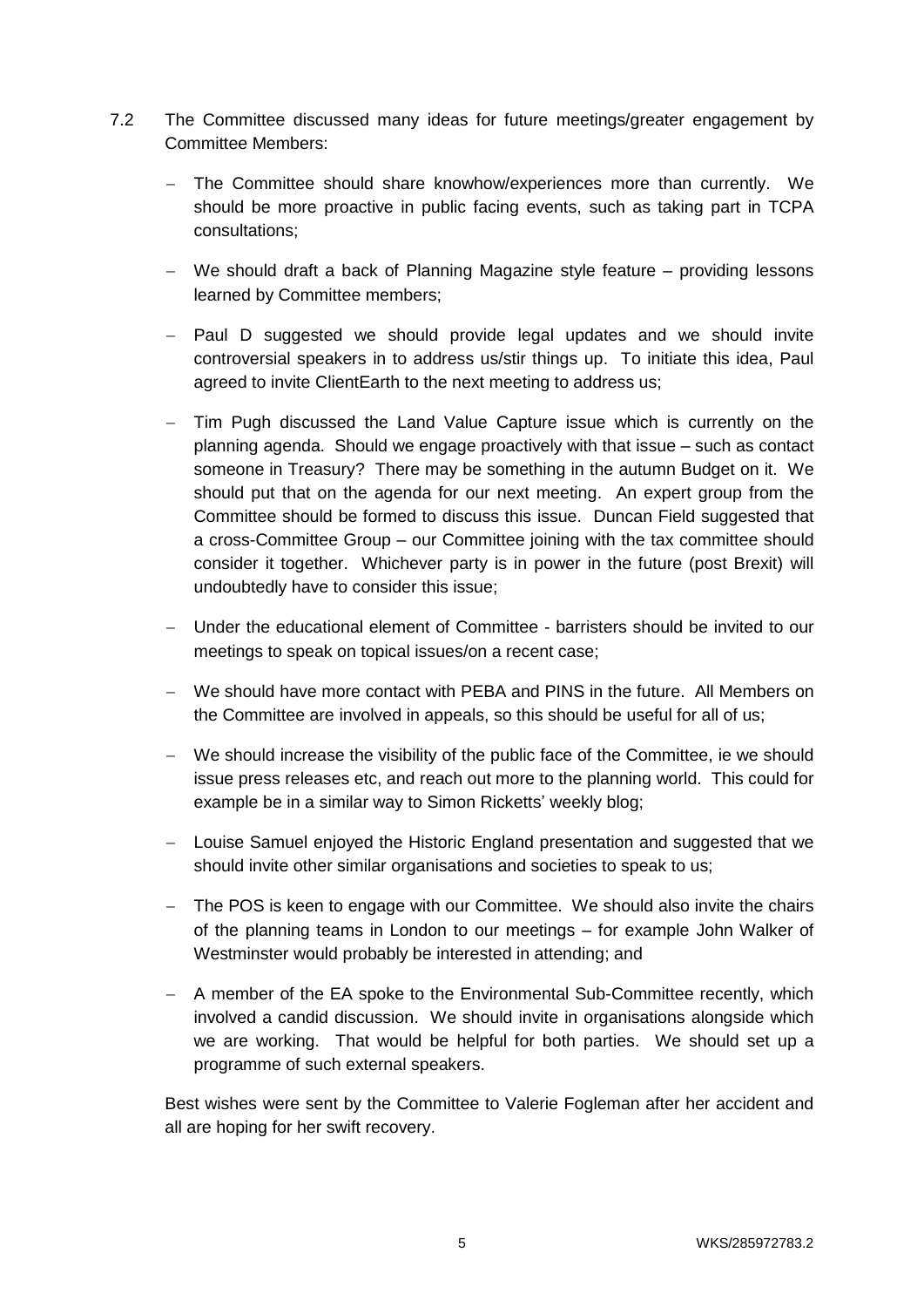7.2 The Committee discussed many ideas for future meetings/greater engagement by Committee Members:

- The Committee should share knowhow/experiences more than currently. We should be more proactive in public facing events, such as taking part in TCPA consultations;

- We should draft a back of Planning Magazine style feature – providing lessons learned by Committee members;

- Paul D suggested we should provide legal updates and we should invite controversial speakers in to address us/stir things up. To initiate this idea, Paul agreed to invite ClientEarth to the next meeting to address us;

- Tim Pugh discussed the Land Value Capture issue which is currently on the planning agenda. Should we engage proactively with that issue – such as contact someone in Treasury? There may be something in the autumn Budget on it. We should put that on the agenda for our next meeting. An expert group from the Committee should be formed to discuss this issue. Duncan Field suggested that a cross-Committee Group – our Committee joining with the tax committee should consider it together. Whichever party is in power in the future (post Brexit) will undoubtedly have to consider this issue;

- Under the educational element of Committee - barristers should be invited to our meetings to speak on topical issues/on a recent case;

- We should have more contact with PEBA and PINS in the future. All Members on the Committee are involved in appeals, so this should be useful for all of us;

- We should increase the visibility of the public face of the Committee, ie we should issue press releases etc, and reach out more to the planning world. This could for example be in a similar way to Simon Ricketts' weekly blog;

- Louise Samuel enjoyed the Historic England presentation and suggested that we should invite other similar organisations and societies to speak to us;

- The POS is keen to engage with our Committee. We should also invite the chairs of the planning teams in London to our meetings – for example John Walker of Westminster would probably be interested in attending; and

- A member of the EA spoke to the Environmental Sub-Committee recently, which involved a candid discussion. We should invite in organisations alongside which we are working. That would be helpful for both parties. We should set up a programme of such external speakers.

Best wishes were sent by the Committee to Valerie Fogleman after her accident and all are hoping for her swift recovery.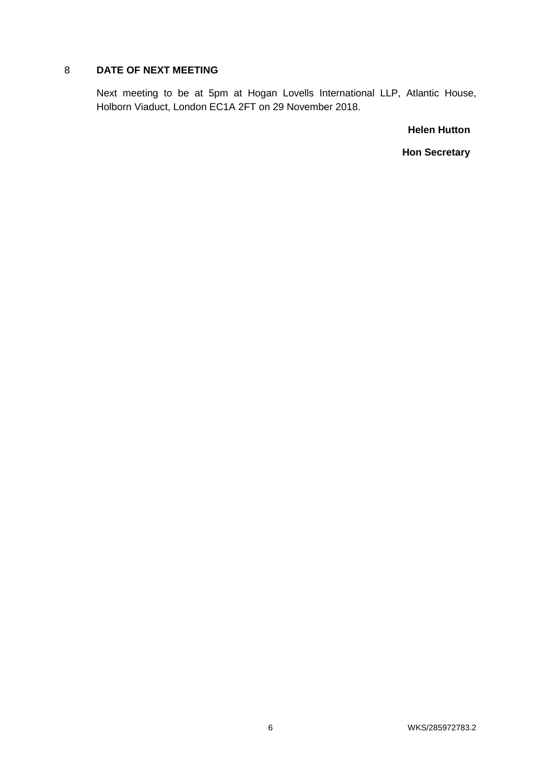## 8 DATE OF NEXT MEETING

Next meeting to be at 5pm at Hogan Lovells International LLP, Atlantic House, Holborn Viaduct, London EC1A 2FT on 29 November 2018.

**Helen Hutton**

**Hon Secretary**